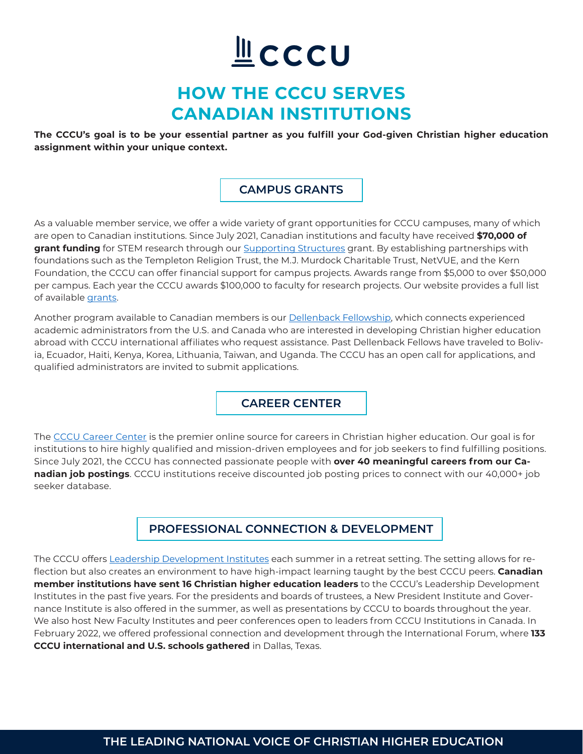# CCCU

# HOW THE CCCU SERVES CANADIAN INSTITUTIONS

**The CCCU's goal is to be your essential partner as you fulfill your God-given Christian higher education assignment within your unique context.**

## CAMPUS GRANTS

As a valuable member service, we offer a wide variety of grant opportunities for CCCU campuses, many of which are open to Canadian institutions. Since July 2021, Canadian institutions and faculty have received **$70,000 of grant funding** for STEM research through our Supporting Structures grant. By establishing partnerships with foundations such as the Templeton Religion Trust, the M.J. Murdock Charitable Trust, NetVUE, and the Kern Foundation, the CCCU can offer financial support for campus projects. Awards range from $5,000 to over $50,000 per campus. Each year the CCCU awards $100,000 to faculty for research projects. Our website provides a full list of available grants.

Another program available to Canadian members is our Dellenback Fellowship, which connects experienced academic administrators from the U.S. and Canada who are interested in developing Christian higher education abroad with CCCU international affiliates who request assistance. Past Dellenback Fellows have traveled to Bolivia, Ecuador, Haiti, Kenya, Korea, Lithuania, Taiwan, and Uganda. The CCCU has an open call for applications, and qualified administrators are invited to submit applications.

## CAREER CENTER

The CCCU Career Center is the premier online source for careers in Christian higher education. Our goal is for institutions to hire highly qualified and mission-driven employees and for job seekers to find fulfilling positions. Since July 2021, the CCCU has connected passionate people with **over 40 meaningful careers from our Canadian job postings**. CCCU institutions receive discounted job posting prices to connect with our 40,000+ job seeker database.

## PROFESSIONAL CONNECTION & DEVELOPMENT

The CCCU offers Leadership Development Institutes each summer in a retreat setting. The setting allows for reflection but also creates an environment to have high-impact learning taught by the best CCCU peers. **Canadian member institutions have sent 16 Christian higher education leaders** to the CCCU's Leadership Development Institutes in the past five years. For the presidents and boards of trustees, a New President Institute and Governance Institute is also offered in the summer, as well as presentations by CCCU to boards throughout the year. We also host New Faculty Institutes and peer conferences open to leaders from CCCU Institutions in Canada. In February 2022, we offered professional connection and development through the International Forum, where **133 CCCU international and U.S. schools gathered** in Dallas, Texas.

THE LEADING NATIONAL VOICE OF CHRISTIAN HIGHER EDUCATION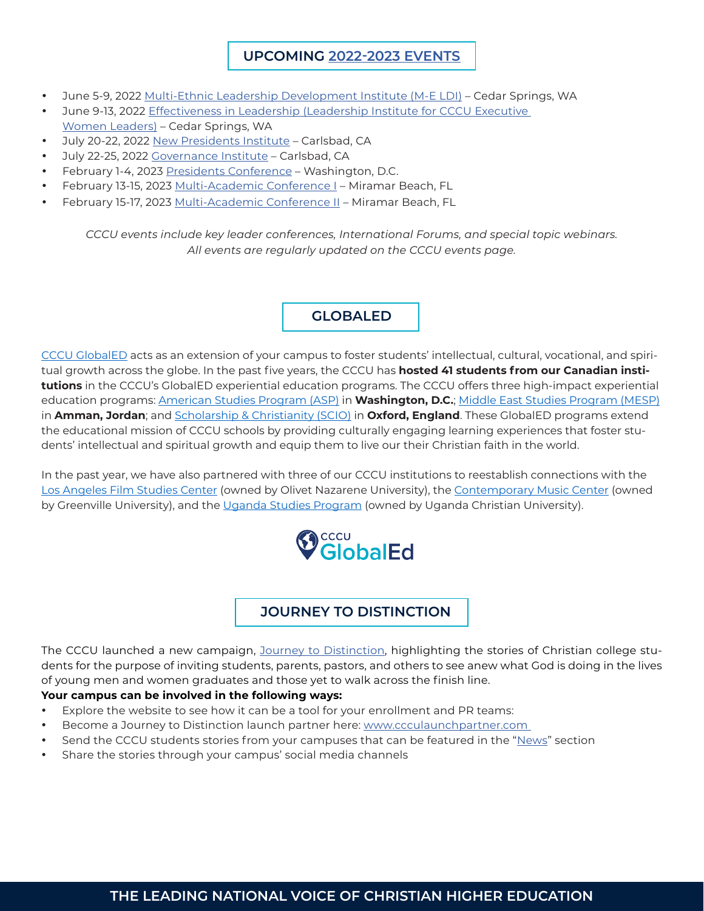## UPCOMING 2022-2023 EVENTS

- June 5-9, 2022 Multi-Ethnic Leadership Development Institute (M-E LDI) – Cedar Springs, WA
- June 9-13, 2022 Effectiveness in Leadership (Leadership Institute for CCCU Executive Women Leaders) – Cedar Springs, WA
- July 20-22, 2022 New Presidents Institute – Carlsbad, CA
- July 22-25, 2022 Governance Institute – Carlsbad, CA
- February 1-4, 2023 Presidents Conference – Washington, D.C.
- February 13-15, 2023 Multi-Academic Conference I – Miramar Beach, FL
- February 15-17, 2023 Multi-Academic Conference II – Miramar Beach, FL

*CCCU events include key leader conferences, International Forums, and special topic webinars. All events are regularly updated on the CCCU events page.*

## GLOBALED

CCCU GlobalED acts as an extension of your campus to foster students' intellectual, cultural, vocational, and spiritual growth across the globe. In the past five years, the CCCU has **hosted 41 students from our Canadian institutions** in the CCCU's GlobalED experiential education programs. The CCCU offers three high-impact experiential education programs: American Studies Program (ASP) in **Washington, D.C.**; Middle East Studies Program (MESP) in **Amman, Jordan**; and Scholarship & Christianity (SCIO) in **Oxford, England**. These GlobalED programs extend the educational mission of CCCU schools by providing culturally engaging learning experiences that foster students' intellectual and spiritual growth and equip them to live our their Christian faith in the world.

In the past year, we have also partnered with three of our CCCU institutions to reestablish connections with the Los Angeles Film Studies Center (owned by Olivet Nazarene University), the Contemporary Music Center (owned by Greenville University), and the Uganda Studies Program (owned by Uganda Christian University).

CCCU GlobalEd

## JOURNEY TO DISTINCTION

The CCCU launched a new campaign, Journey to Distinction, highlighting the stories of Christian college students for the purpose of inviting students, parents, pastors, and others to see anew what God is doing in the lives of young men and women graduates and those yet to walk across the finish line.

**Your campus can be involved in the following ways:**

- Explore the website to see how it can be a tool for your enrollment and PR teams:
- Become a Journey to Distinction launch partner here: www.ccculaunchpartner.com
- Send the CCCU students stories from your campuses that can be featured in the "News" section
- Share the stories through your campus' social media channels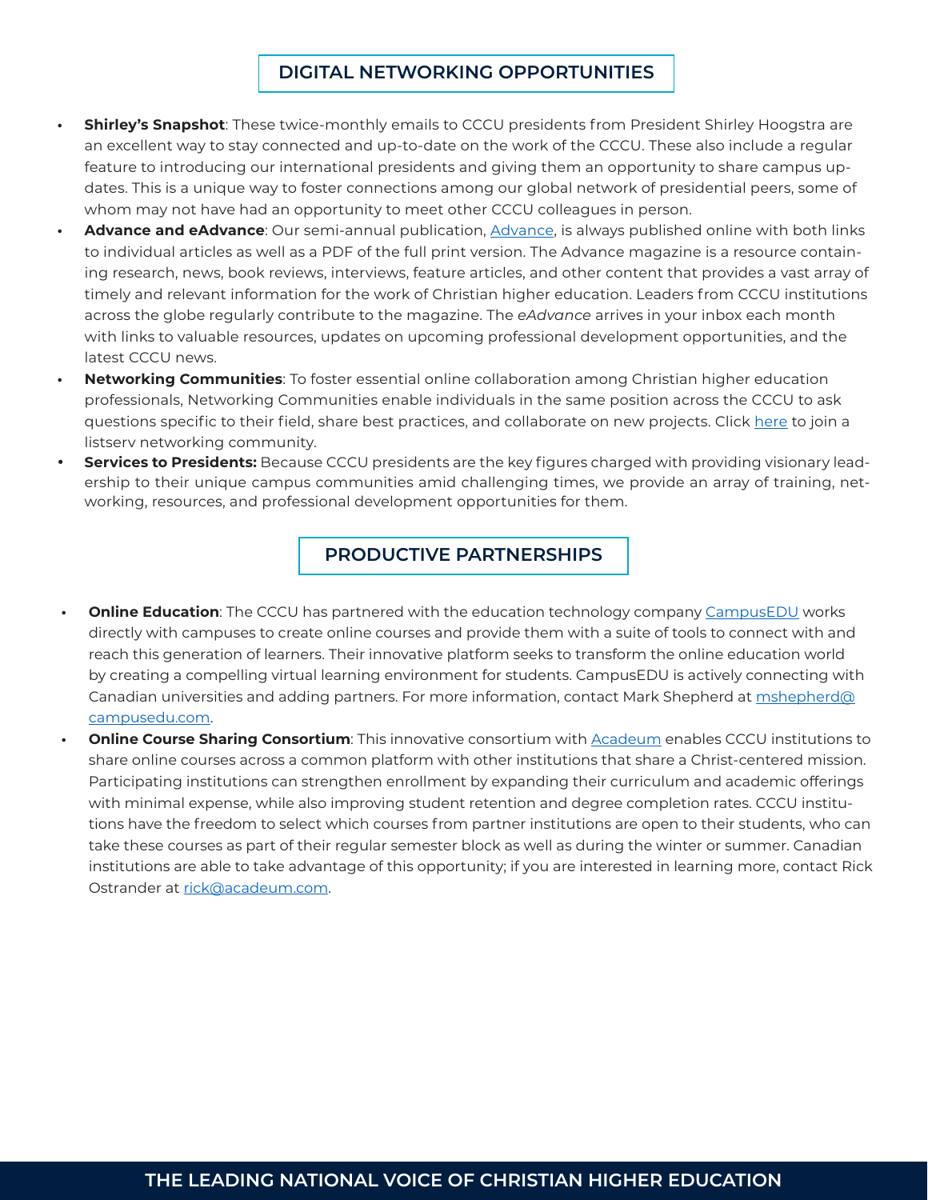## DIGITAL NETWORKING OPPORTUNITIES

- **Shirley's Snapshot**: These twice-monthly emails to CCCU presidents from President Shirley Hoogstra are an excellent way to stay connected and up-to-date on the work of the CCCU. These also include a regular feature to introducing our international presidents and giving them an opportunity to share campus updates. This is a unique way to foster connections among our global network of presidential peers, some of whom may not have had an opportunity to meet other CCCU colleagues in person.
- **Advance and eAdvance**: Our semi-annual publication, Advance, is always published online with both links to individual articles as well as a PDF of the full print version. The Advance magazine is a resource containing research, news, book reviews, interviews, feature articles, and other content that provides a vast array of timely and relevant information for the work of Christian higher education. Leaders from CCCU institutions across the globe regularly contribute to the magazine. The *eAdvance* arrives in your inbox each month with links to valuable resources, updates on upcoming professional development opportunities, and the latest CCCU news.
- **Networking Communities**: To foster essential online collaboration among Christian higher education professionals, Networking Communities enable individuals in the same position across the CCCU to ask questions specific to their field, share best practices, and collaborate on new projects. Click here to join a listserv networking community.
- **Services to Presidents:** Because CCCU presidents are the key figures charged with providing visionary leadership to their unique campus communities amid challenging times, we provide an array of training, networking, resources, and professional development opportunities for them.

## PRODUCTIVE PARTNERSHIPS

- **Online Education**: The CCCU has partnered with the education technology company CampusEDU works directly with campuses to create online courses and provide them with a suite of tools to connect with and reach this generation of learners. Their innovative platform seeks to transform the online education world by creating a compelling virtual learning environment for students. CampusEDU is actively connecting with Canadian universities and adding partners. For more information, contact Mark Shepherd at mshepherd@campusedu.com.
- **Online Course Sharing Consortium**: This innovative consortium with Acadeum enables CCCU institutions to share online courses across a common platform with other institutions that share a Christ-centered mission. Participating institutions can strengthen enrollment by expanding their curriculum and academic offerings with minimal expense, while also improving student retention and degree completion rates. CCCU institutions have the freedom to select which courses from partner institutions are open to their students, who can take these courses as part of their regular semester block as well as during the winter or summer. Canadian institutions are able to take advantage of this opportunity; if you are interested in learning more, contact Rick Ostrander at rick@acadeum.com.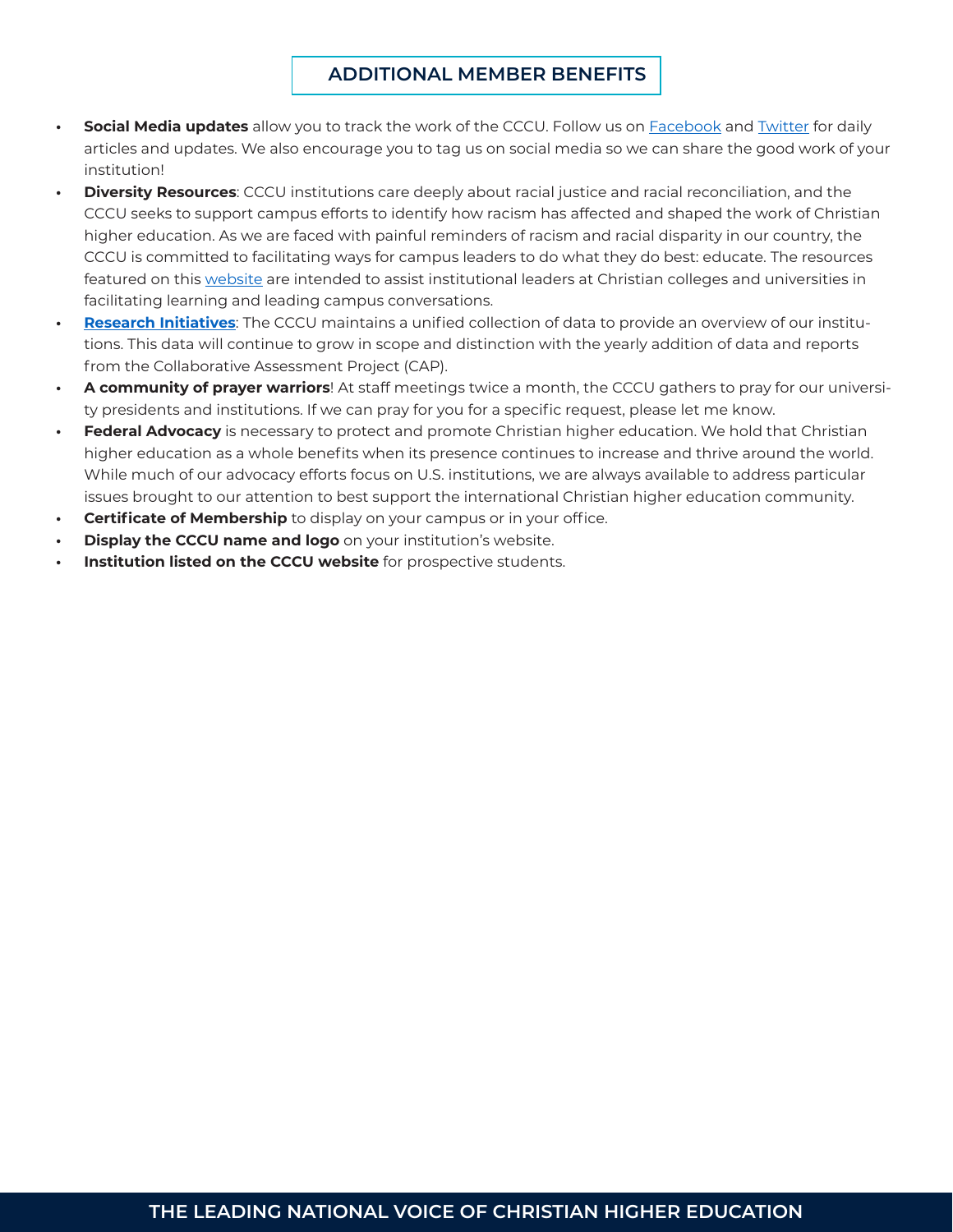## ADDITIONAL MEMBER BENEFITS

- **Social Media updates** allow you to track the work of the CCCU. Follow us on Facebook and Twitter for daily articles and updates. We also encourage you to tag us on social media so we can share the good work of your institution!
- **Diversity Resources**: CCCU institutions care deeply about racial justice and racial reconciliation, and the CCCU seeks to support campus efforts to identify how racism has affected and shaped the work of Christian higher education. As we are faced with painful reminders of racism and racial disparity in our country, the CCCU is committed to facilitating ways for campus leaders to do what they do best: educate. The resources featured on this website are intended to assist institutional leaders at Christian colleges and universities in facilitating learning and leading campus conversations.
- **Research Initiatives**: The CCCU maintains a unified collection of data to provide an overview of our institutions. This data will continue to grow in scope and distinction with the yearly addition of data and reports from the Collaborative Assessment Project (CAP).
- **A community of prayer warriors**! At staff meetings twice a month, the CCCU gathers to pray for our university presidents and institutions. If we can pray for you for a specific request, please let me know.
- **Federal Advocacy** is necessary to protect and promote Christian higher education. We hold that Christian higher education as a whole benefits when its presence continues to increase and thrive around the world. While much of our advocacy efforts focus on U.S. institutions, we are always available to address particular issues brought to our attention to best support the international Christian higher education community.
- **Certificate of Membership** to display on your campus or in your office.
- **Display the CCCU name and logo** on your institution's website.
- **Institution listed on the CCCU website** for prospective students.